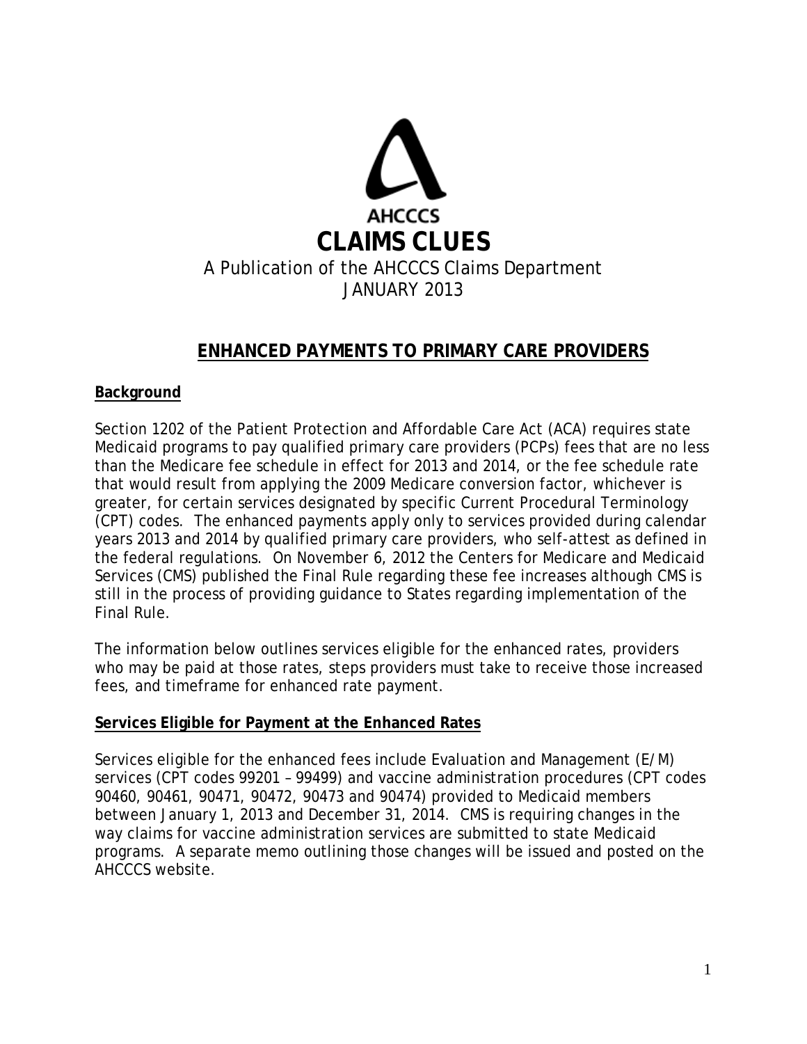AHCCCS

# CLAIMS CLUES

A Publication of the AHCCCS Claims Department
JANUARY 2013

## ENHANCED PAYMENTS TO PRIMARY CARE PROVIDERS

### Background

Section 1202 of the Patient Protection and Affordable Care Act (ACA) requires state Medicaid programs to pay qualified primary care providers (PCPs) fees that are no less than the Medicare fee schedule in effect for 2013 and 2014, or the fee schedule rate that would result from applying the 2009 Medicare conversion factor, whichever is greater, for certain services designated by specific Current Procedural Terminology (CPT) codes. The enhanced payments apply only to services provided during calendar years 2013 and 2014 by qualified primary care providers, who self-attest as defined in the federal regulations. On November 6, 2012 the Centers for Medicare and Medicaid Services (CMS) published the Final Rule regarding these fee increases although CMS is still in the process of providing guidance to States regarding implementation of the Final Rule.

The information below outlines services eligible for the enhanced rates, providers who may be paid at those rates, steps providers must take to receive those increased fees, and timeframe for enhanced rate payment.

### Services Eligible for Payment at the Enhanced Rates

Services eligible for the enhanced fees include Evaluation and Management (E/M) services (CPT codes 99201 – 99499) and vaccine administration procedures (CPT codes 90460, 90461, 90471, 90472, 90473 and 90474) provided to Medicaid members between January 1, 2013 and December 31, 2014. CMS is requiring changes in the way claims for vaccine administration services are submitted to state Medicaid programs. A separate memo outlining those changes will be issued and posted on the AHCCCS website.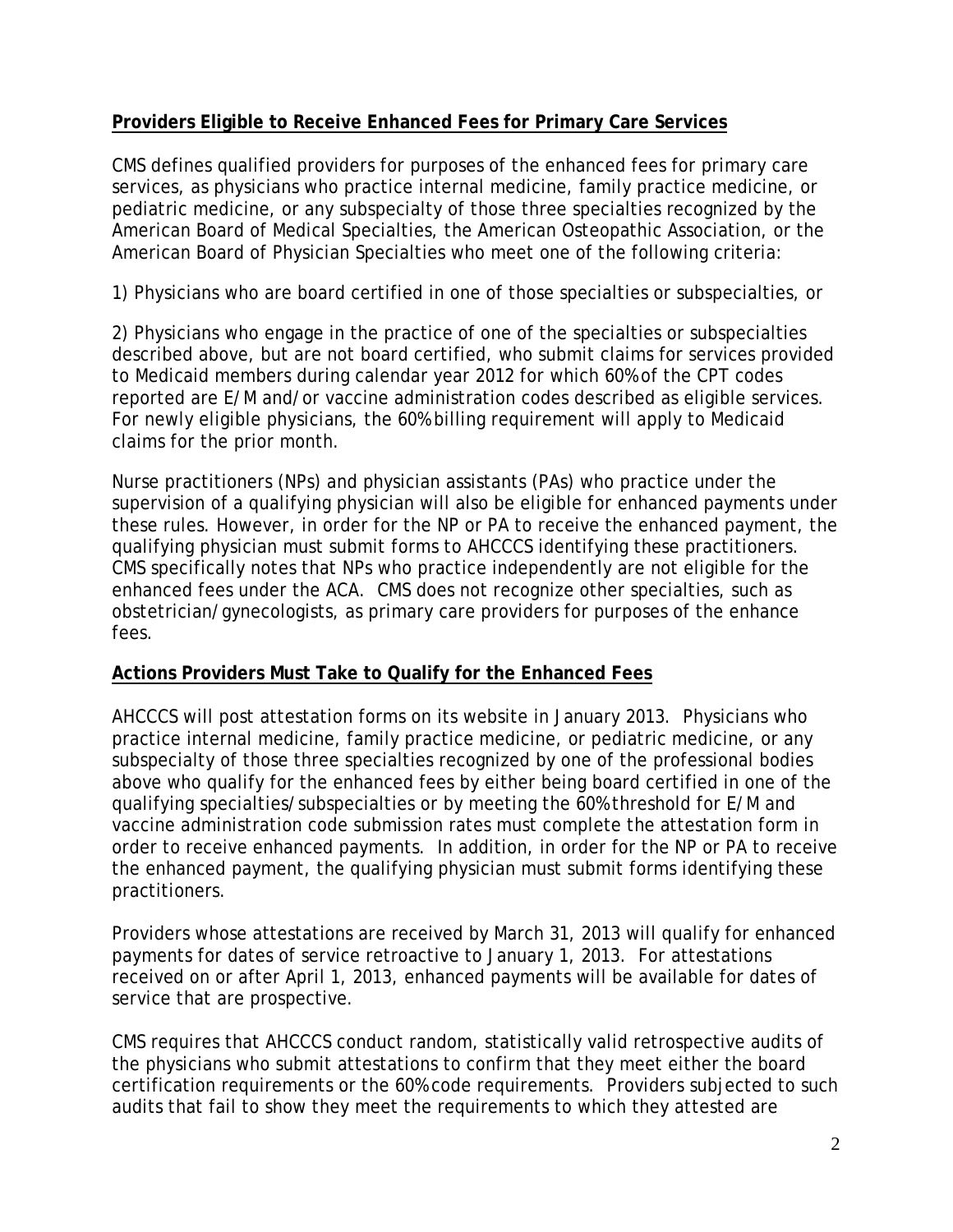**Providers Eligible to Receive Enhanced Fees for Primary Care Services**

CMS defines qualified providers for purposes of the enhanced fees for primary care services, as physicians who practice internal medicine, family practice medicine, or pediatric medicine, or any subspecialty of those three specialties recognized by the American Board of Medical Specialties, the American Osteopathic Association, or the American Board of Physician Specialties who meet one of the following criteria:

1) Physicians who are board certified in one of those specialties or subspecialties, or

2) Physicians who engage in the practice of one of the specialties or subspecialties described above, but are not board certified, who submit claims for services provided to Medicaid members during calendar year 2012 for which 60% of the CPT codes reported are E/M and/or vaccine administration codes described as eligible services. For newly eligible physicians, the 60% billing requirement will apply to Medicaid claims for the prior month.

Nurse practitioners (NPs) and physician assistants (PAs) who practice under the supervision of a qualifying physician will also be eligible for enhanced payments under these rules. However, in order for the NP or PA to receive the enhanced payment, the qualifying physician must submit forms to AHCCCS identifying these practitioners. CMS specifically notes that NPs who practice independently are not eligible for the enhanced fees under the ACA. CMS does not recognize other specialties, such as obstetrician/gynecologists, as primary care providers for purposes of the enhance fees.

**Actions Providers Must Take to Qualify for the Enhanced Fees**

AHCCCS will post attestation forms on its website in January 2013. Physicians who practice internal medicine, family practice medicine, or pediatric medicine, or any subspecialty of those three specialties recognized by one of the professional bodies above who qualify for the enhanced fees by either being board certified in one of the qualifying specialties/subspecialties or by meeting the 60% threshold for E/M and vaccine administration code submission rates must complete the attestation form in order to receive enhanced payments. In addition, in order for the NP or PA to receive the enhanced payment, the qualifying physician must submit forms identifying these practitioners.

Providers whose attestations are received by March 31, 2013 will qualify for enhanced payments for dates of service retroactive to January 1, 2013. For attestations received on or after April 1, 2013, enhanced payments will be available for dates of service that are prospective.

CMS requires that AHCCCS conduct random, statistically valid retrospective audits of the physicians who submit attestations to confirm that they meet either the board certification requirements or the 60% code requirements. Providers subjected to such audits that fail to show they meet the requirements to which they attested are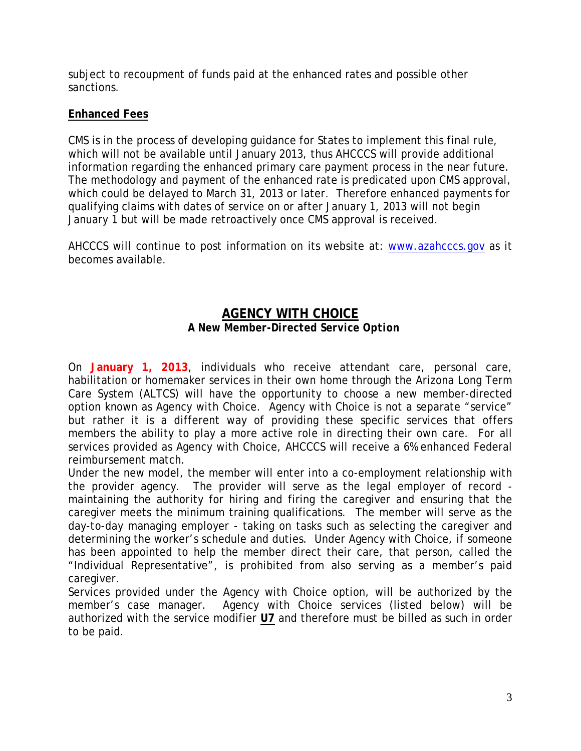subject to recoupment of funds paid at the enhanced rates and possible other sanctions.

**Enhanced Fees**

CMS is in the process of developing guidance for States to implement this final rule, which will not be available until January 2013, thus AHCCCS will provide additional information regarding the enhanced primary care payment process in the near future. The methodology and payment of the enhanced rate is predicated upon CMS approval, which could be delayed to March 31, 2013 or later. Therefore enhanced payments for qualifying claims with dates of service on or after January 1, 2013 will not begin January 1 but will be made retroactively once CMS approval is received.

AHCCCS will continue to post information on its website at: www.azahcccs.gov as it becomes available.

## AGENCY WITH CHOICE

**A New Member-Directed Service Option**

On **January 1, 2013**, individuals who receive attendant care, personal care, habilitation or homemaker services in their own home through the Arizona Long Term Care System (ALTCS) will have the opportunity to choose a new member-directed option known as Agency with Choice. Agency with Choice is not a separate "service" but rather it is a different way of providing these specific services that offers members the ability to play a more active role in directing their own care. For all services provided as Agency with Choice, AHCCCS will receive a 6% enhanced Federal reimbursement match.

Under the new model, the member will enter into a co-employment relationship with the provider agency. The provider will serve as the legal employer of record - maintaining the authority for hiring and firing the caregiver and ensuring that the caregiver meets the minimum training qualifications. The member will serve as the day-to-day managing employer - taking on tasks such as selecting the caregiver and determining the worker's schedule and duties. Under Agency with Choice, if someone has been appointed to help the member direct their care, that person, called the "Individual Representative", is prohibited from also serving as a member's paid caregiver.

Services provided under the Agency with Choice option, will be authorized by the member's case manager. Agency with Choice services (listed below) will be authorized with the service modifier **U7** and therefore must be billed as such in order to be paid.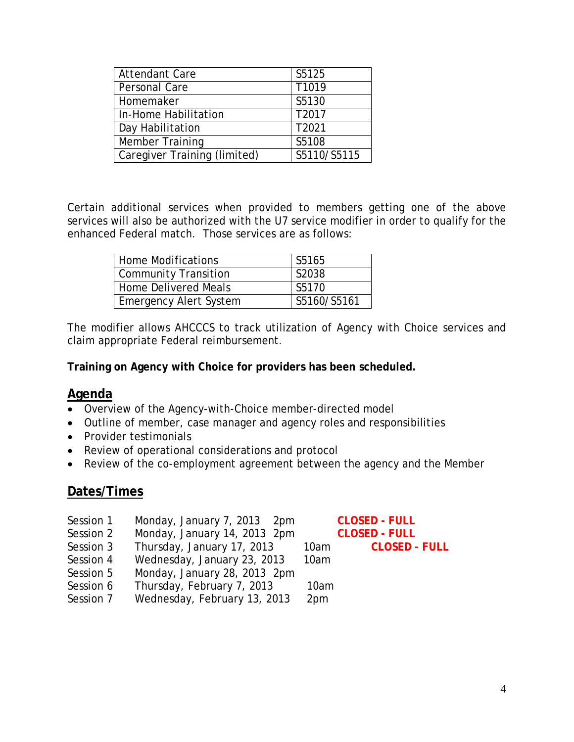| Attendant Care | S5125 |
|---|---|
| Personal Care | T1019 |
| Homemaker | S5130 |
| In-Home Habilitation | T2017 |
| Day Habilitation | T2021 |
| Member Training | S5108 |
| Caregiver Training (limited) | S5110/S5115 |

Certain additional services when provided to members getting one of the above services will also be authorized with the U7 service modifier in order to qualify for the enhanced Federal match. Those services are as follows:

| Home Modifications | S5165 |
|---|---|
| Community Transition | S2038 |
| Home Delivered Meals | S5170 |
| Emergency Alert System | S5160/S5161 |

The modifier allows AHCCCS to track utilization of Agency with Choice services and claim appropriate Federal reimbursement.

**Training on Agency with Choice for providers has been scheduled.**

## Agenda

- Overview of the Agency-with-Choice member-directed model
- Outline of member, case manager and agency roles and responsibilities
- Provider testimonials
- Review of operational considerations and protocol
- Review of the co-employment agreement between the agency and the Member

## Dates/Times

| Session | Date | Time | Status |
|---|---|---|---|
| Session 1 | Monday, January 7, 2013 | 2pm | **CLOSED - FULL** |
| Session 2 | Monday, January 14, 2013 | 2pm | **CLOSED - FULL** |
| Session 3 | Thursday, January 17, 2013 | 10am | **CLOSED - FULL** |
| Session 4 | Wednesday, January 23, 2013 | 10am | |
| Session 5 | Monday, January 28, 2013 | 2pm | |
| Session 6 | Thursday, February 7, 2013 | 10am | |
| Session 7 | Wednesday, February 13, 2013 | 2pm | |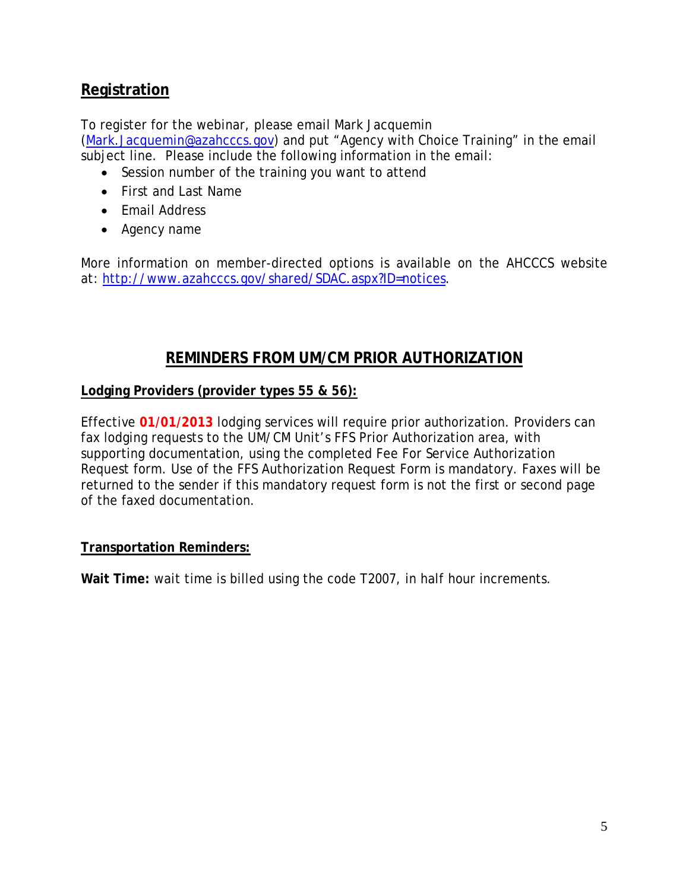## Registration

To register for the webinar, please email Mark Jacquemin (Mark.Jacquemin@azahcccs.gov) and put "Agency with Choice Training" in the email subject line. Please include the following information in the email:

- Session number of the training you want to attend
- First and Last Name
- Email Address
- Agency name

More information on member-directed options is available on the AHCCCS website at: http://www.azahcccs.gov/shared/SDAC.aspx?ID=notices.

## REMINDERS FROM UM/CM PRIOR AUTHORIZATION

### Lodging Providers (provider types 55 & 56):

Effective **01/01/2013** lodging services will require prior authorization. Providers can fax lodging requests to the UM/CM Unit's FFS Prior Authorization area, with supporting documentation, using the completed Fee For Service Authorization Request form. Use of the FFS Authorization Request Form is mandatory. Faxes will be returned to the sender if this mandatory request form is not the first or second page of the faxed documentation.

### Transportation Reminders:

**Wait Time:** wait time is billed using the code T2007, in half hour increments.